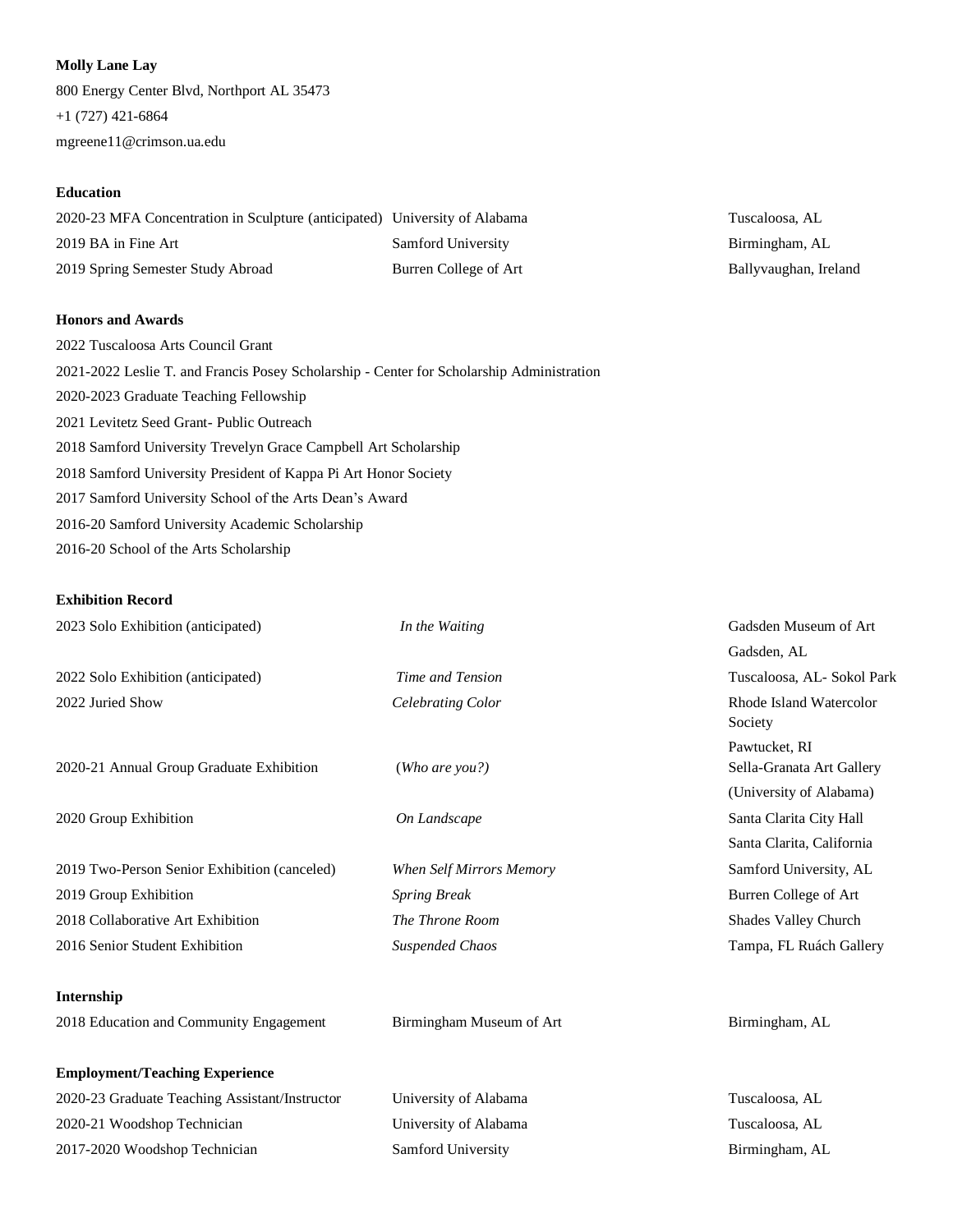**Molly Lane Lay**

800 Energy Center Blvd, Northport AL 35473

+1 (727) 421-6864

mgreene11@crimson.ua.edu

**Education**

| | | |
|---|---|---|
| 2020-23 MFA Concentration in Sculpture (anticipated) | University of Alabama | Tuscaloosa, AL |
| 2019 BA in Fine Art | Samford University | Birmingham, AL |
| 2019 Spring Semester Study Abroad | Burren College of Art | Ballyvaughan, Ireland |

**Honors and Awards**

2022 Tuscaloosa Arts Council Grant

2021-2022 Leslie T. and Francis Posey Scholarship - Center for Scholarship Administration

2020-2023 Graduate Teaching Fellowship

2021 Levitetz Seed Grant- Public Outreach

2018 Samford University Trevelyn Grace Campbell Art Scholarship

2018 Samford University President of Kappa Pi Art Honor Society

2017 Samford University School of the Arts Dean's Award

2016-20 Samford University Academic Scholarship

2016-20 School of the Arts Scholarship

**Exhibition Record**

| | | |
|---|---|---|
| 2023 Solo Exhibition (anticipated) | *In the Waiting* | Gadsden Museum of Art<br>Gadsden, AL |
| 2022 Solo Exhibition (anticipated) | *Time and Tension* | Tuscaloosa, AL- Sokol Park |
| 2022 Juried Show | *Celebrating Color* | Rhode Island Watercolor Society<br>Pawtucket, RI |
| 2020-21 Annual Group Graduate Exhibition | (*Who are you?)* | Sella-Granata Art Gallery<br>(University of Alabama) |
| 2020 Group Exhibition | *On Landscape* | Santa Clarita City Hall<br>Santa Clarita, California |
| 2019 Two-Person Senior Exhibition (canceled) | *When Self Mirrors Memory* | Samford University, AL |
| 2019 Group Exhibition | *Spring Break* | Burren College of Art |
| 2018 Collaborative Art Exhibition | *The Throne Room* | Shades Valley Church |
| 2016 Senior Student Exhibition | *Suspended Chaos* | Tampa, FL Ruách Gallery |

**Internship**

| | | |
|---|---|---|
| 2018 Education and Community Engagement | Birmingham Museum of Art | Birmingham, AL |

**Employment/Teaching Experience**

| | | |
|---|---|---|
| 2020-23 Graduate Teaching Assistant/Instructor | University of Alabama | Tuscaloosa, AL |
| 2020-21 Woodshop Technician | University of Alabama | Tuscaloosa, AL |
| 2017-2020 Woodshop Technician | Samford University | Birmingham, AL |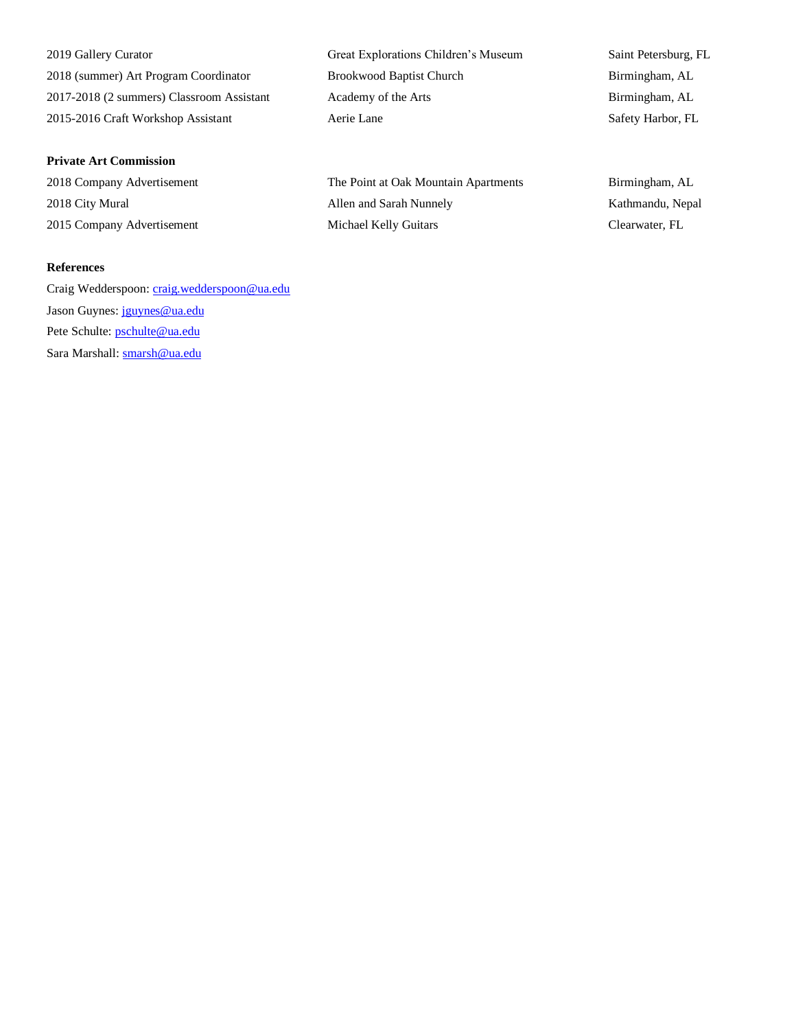| | | |
|---|---|---|
| 2019 Gallery Curator | Great Explorations Children's Museum | Saint Petersburg, FL |
| 2018 (summer) Art Program Coordinator | Brookwood Baptist Church | Birmingham, AL |
| 2017-2018 (2 summers) Classroom Assistant | Academy of the Arts | Birmingham, AL |
| 2015-2016 Craft Workshop Assistant | Aerie Lane | Safety Harbor, FL |

**Private Art Commission**

| | | |
|---|---|---|
| 2018 Company Advertisement | The Point at Oak Mountain Apartments | Birmingham, AL |
| 2018 City Mural | Allen and Sarah Nunnely | Kathmandu, Nepal |
| 2015 Company Advertisement | Michael Kelly Guitars | Clearwater, FL |

**References**

Craig Wedderspoon: craig.wedderspoon@ua.edu
Jason Guynes: jguynes@ua.edu
Pete Schulte: pschulte@ua.edu
Sara Marshall: smarsh@ua.edu